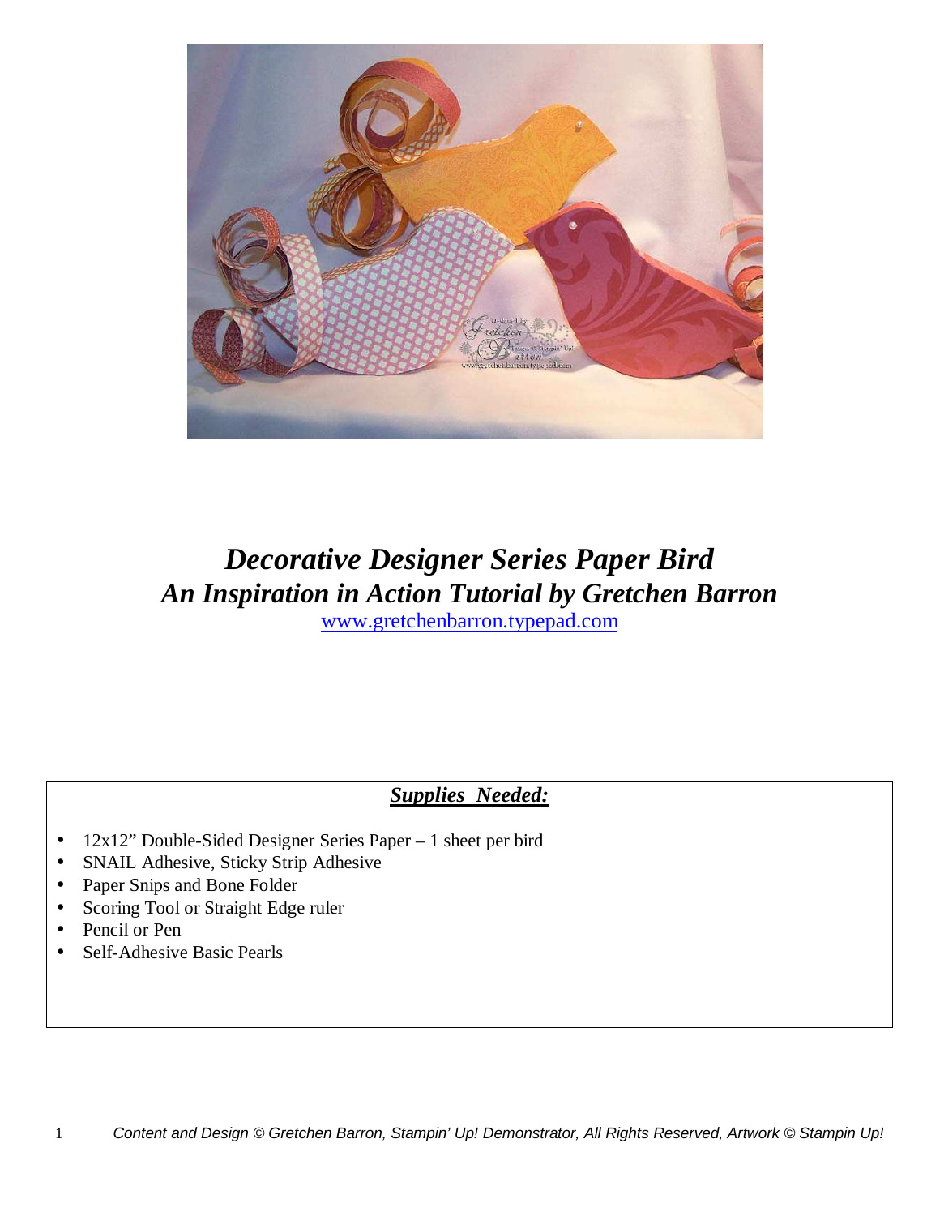# *Decorative Designer Series Paper Bird*
## *An Inspiration in Action Tutorial by Gretchen Barron*

www.gretchenbarron.typepad.com

***Supplies Needed:***

- 12x12" Double-Sided Designer Series Paper – 1 sheet per bird
- SNAIL Adhesive, Sticky Strip Adhesive
- Paper Snips and Bone Folder
- Scoring Tool or Straight Edge ruler
- Pencil or Pen
- Self-Adhesive Basic Pearls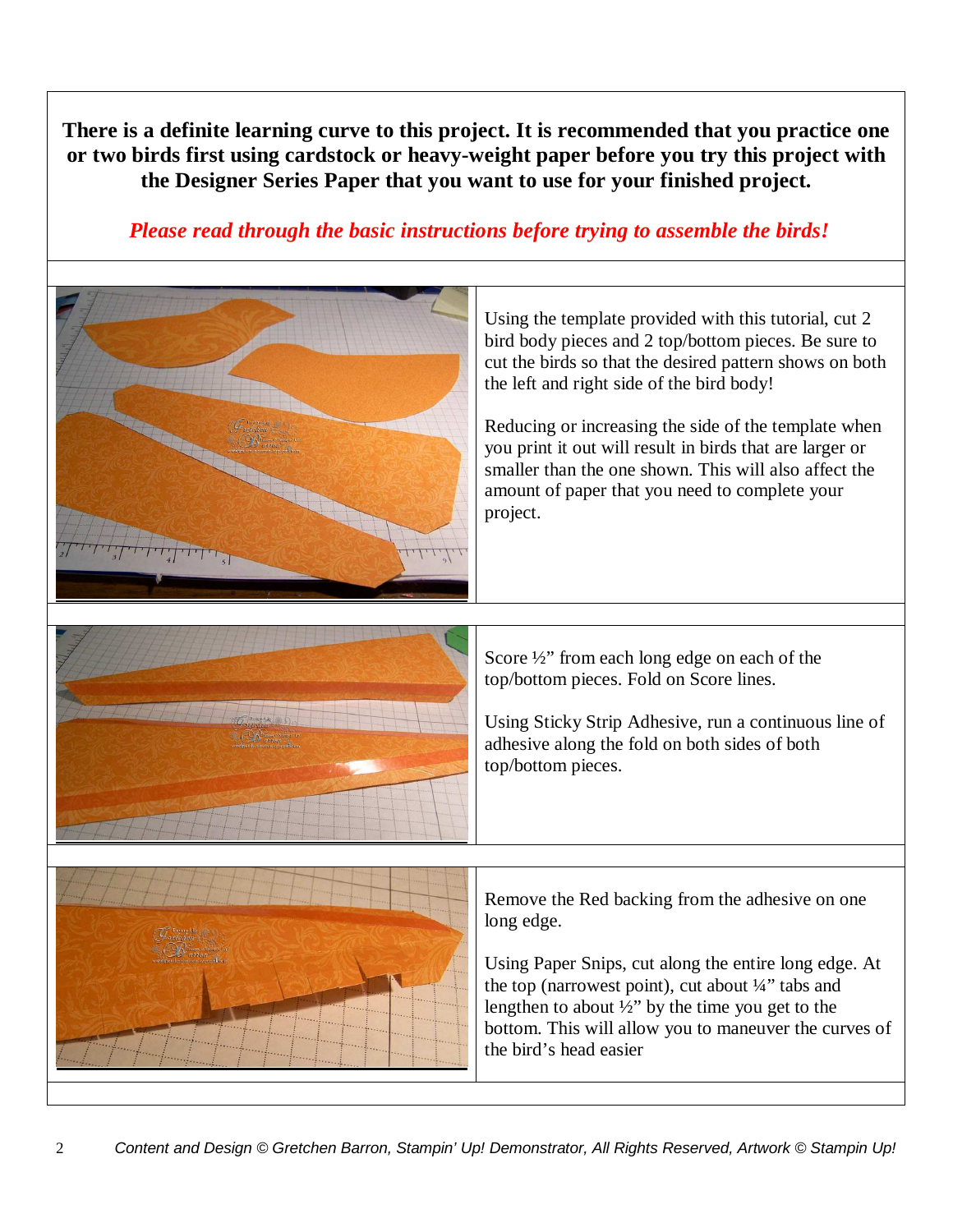**There is a definite learning curve to this project. It is recommended that you practice one or two birds first using cardstock or heavy-weight paper before you try this project with the Designer Series Paper that you want to use for your finished project.**

***Please read through the basic instructions before trying to assemble the birds!***

Using the template provided with this tutorial, cut 2 bird body pieces and 2 top/bottom pieces. Be sure to cut the birds so that the desired pattern shows on both the left and right side of the bird body!

Reducing or increasing the side of the template when you print it out will result in birds that are larger or smaller than the one shown. This will also affect the amount of paper that you need to complete your project.

Score ½" from each long edge on each of the top/bottom pieces. Fold on Score lines.

Using Sticky Strip Adhesive, run a continuous line of adhesive along the fold on both sides of both top/bottom pieces.

Remove the Red backing from the adhesive on one long edge.

Using Paper Snips, cut along the entire long edge. At the top (narrowest point), cut about ¼" tabs and lengthen to about ½" by the time you get to the bottom. This will allow you to maneuver the curves of the bird's head easier

*Content and Design © Gretchen Barron, Stampin' Up! Demonstrator, All Rights Reserved, Artwork © Stampin Up!*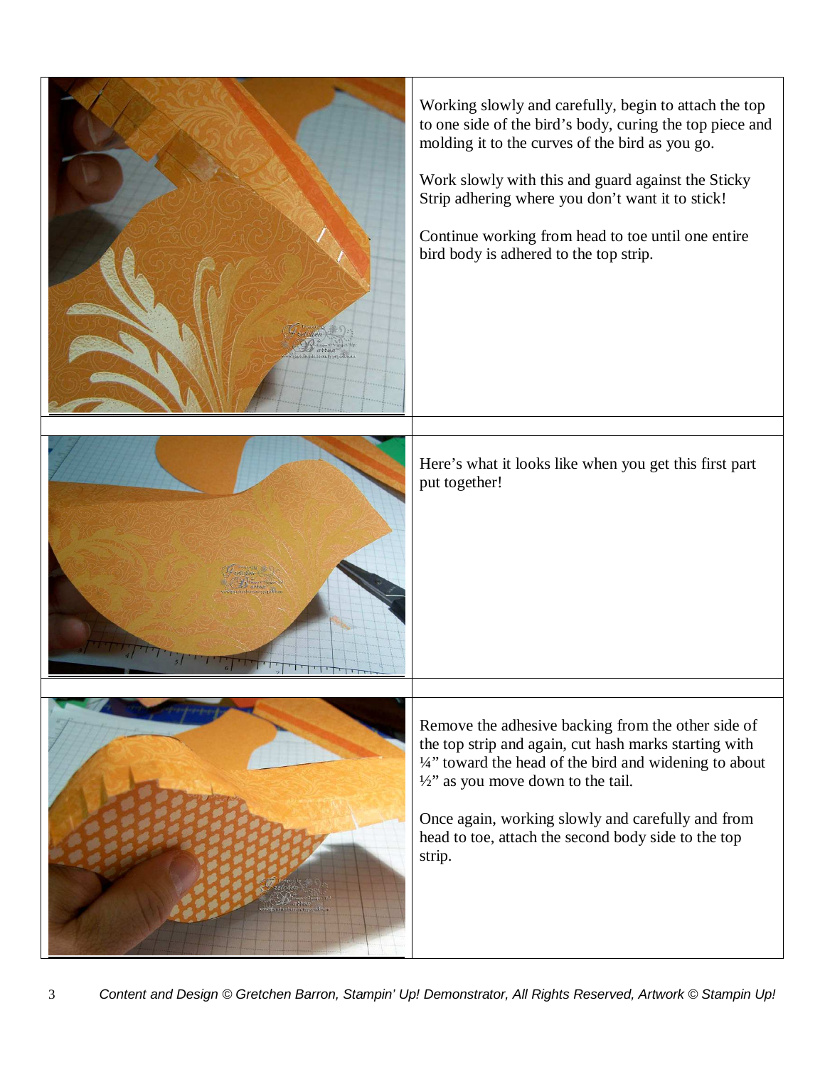Working slowly and carefully, begin to attach the top to one side of the bird's body, curing the top piece and molding it to the curves of the bird as you go.

Work slowly with this and guard against the Sticky Strip adhering where you don't want it to stick!

Continue working from head to toe until one entire bird body is adhered to the top strip.

Here's what it looks like when you get this first part put together!

Remove the adhesive backing from the other side of the top strip and again, cut hash marks starting with ¼" toward the head of the bird and widening to about ½" as you move down to the tail.

Once again, working slowly and carefully and from head to toe, attach the second body side to the top strip.

*Content and Design © Gretchen Barron, Stampin' Up! Demonstrator, All Rights Reserved, Artwork © Stampin Up!*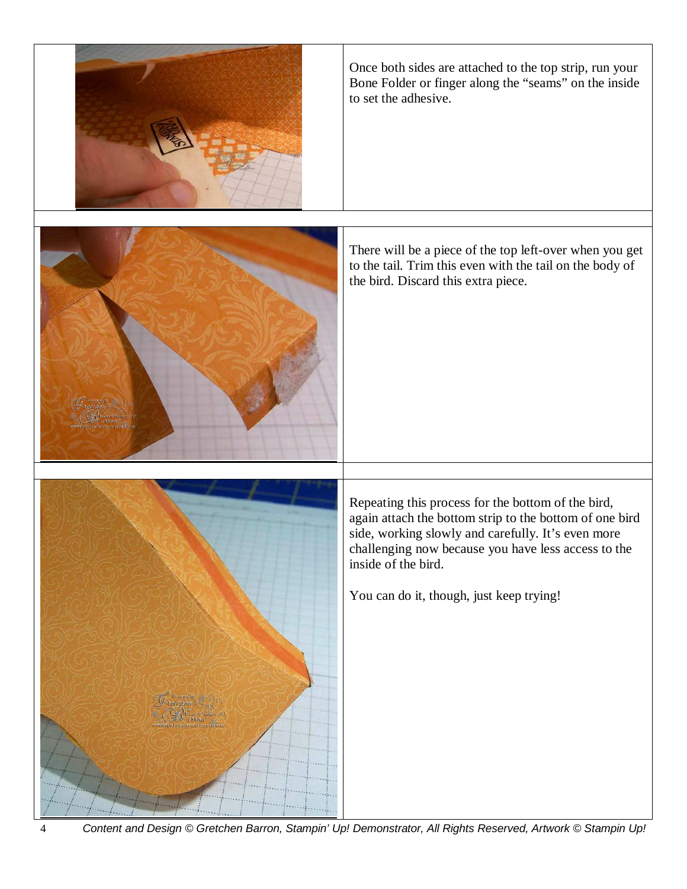Once both sides are attached to the top strip, run your Bone Folder or finger along the "seams" on the inside to set the adhesive.

There will be a piece of the top left-over when you get to the tail. Trim this even with the tail on the body of the bird. Discard this extra piece.

Repeating this process for the bottom of the bird, again attach the bottom strip to the bottom of one bird side, working slowly and carefully. It's even more challenging now because you have less access to the inside of the bird.

You can do it, though, just keep trying!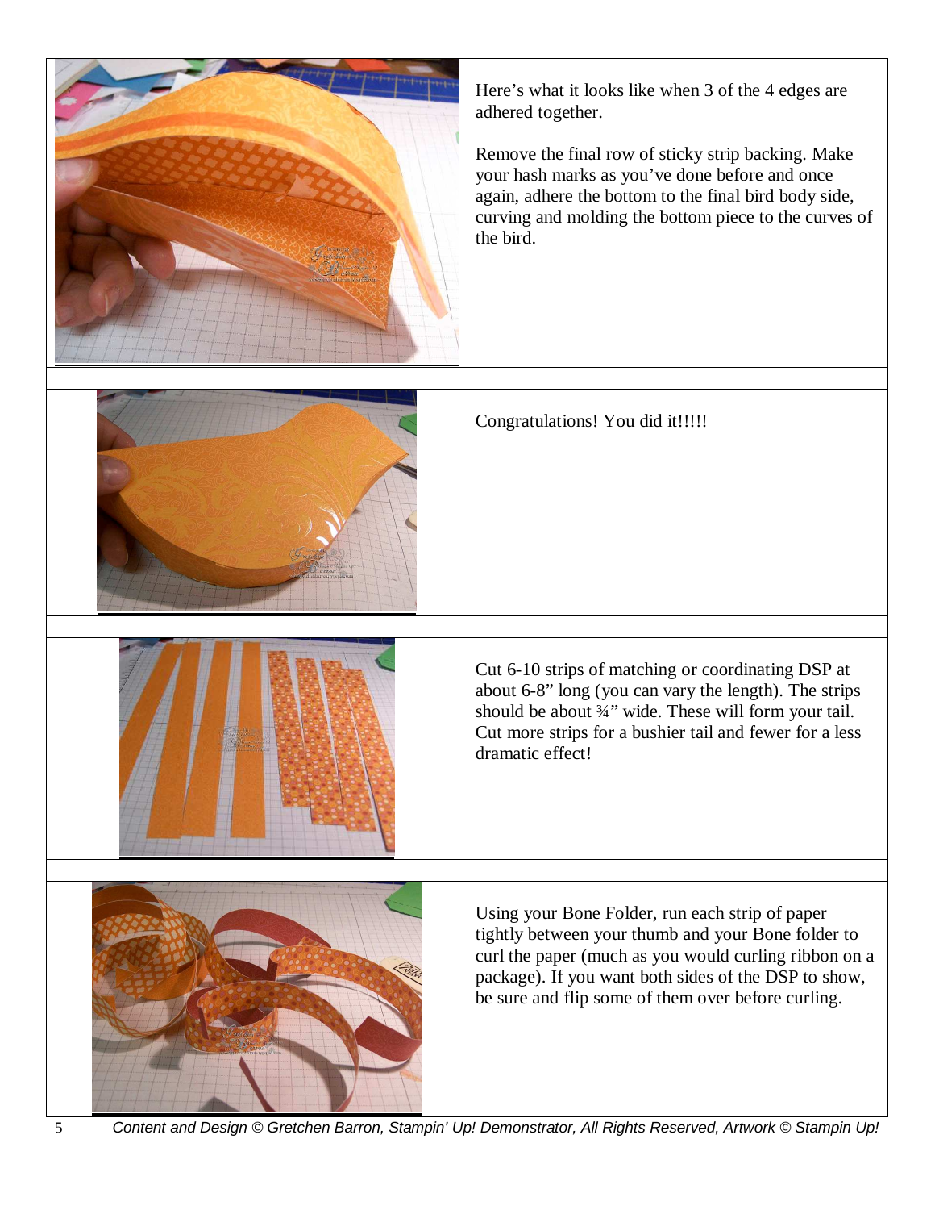Here's what it looks like when 3 of the 4 edges are adhered together.

Remove the final row of sticky strip backing. Make your hash marks as you've done before and once again, adhere the bottom to the final bird body side, curving and molding the bottom piece to the curves of the bird.

Congratulations! You did it!!!!!

Cut 6-10 strips of matching or coordinating DSP at about 6-8" long (you can vary the length). The strips should be about ¾" wide. These will form your tail. Cut more strips for a bushier tail and fewer for a less dramatic effect!

Using your Bone Folder, run each strip of paper tightly between your thumb and your Bone folder to curl the paper (much as you would curling ribbon on a package). If you want both sides of the DSP to show, be sure and flip some of them over before curling.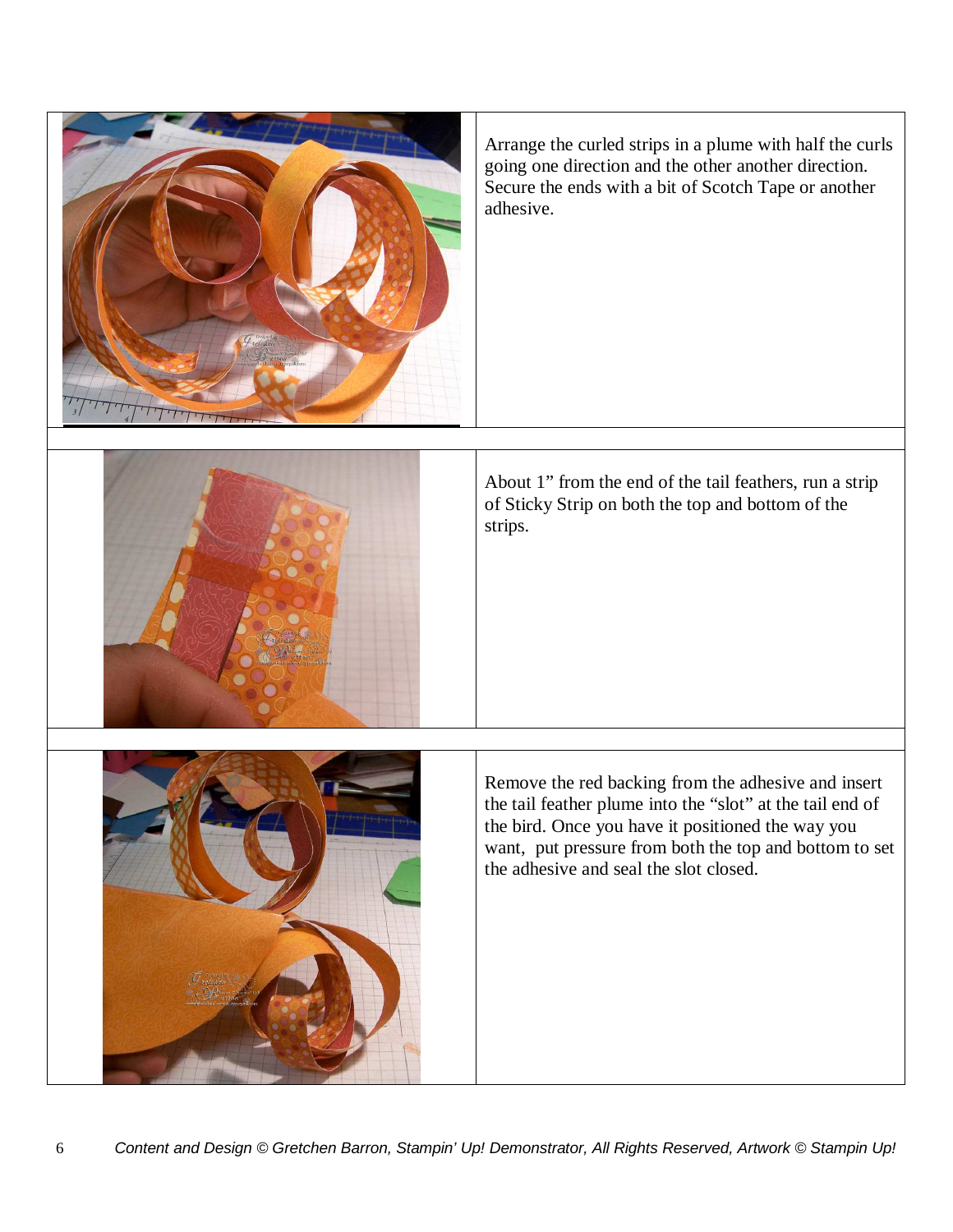Arrange the curled strips in a plume with half the curls going one direction and the other another direction. Secure the ends with a bit of Scotch Tape or another adhesive.

About 1” from the end of the tail feathers, run a strip of Sticky Strip on both the top and bottom of the strips.

Remove the red backing from the adhesive and insert the tail feather plume into the “slot” at the tail end of the bird. Once you have it positioned the way you want, put pressure from both the top and bottom to set the adhesive and seal the slot closed.

*Content and Design © Gretchen Barron, Stampin’ Up! Demonstrator, All Rights Reserved, Artwork © Stampin Up!*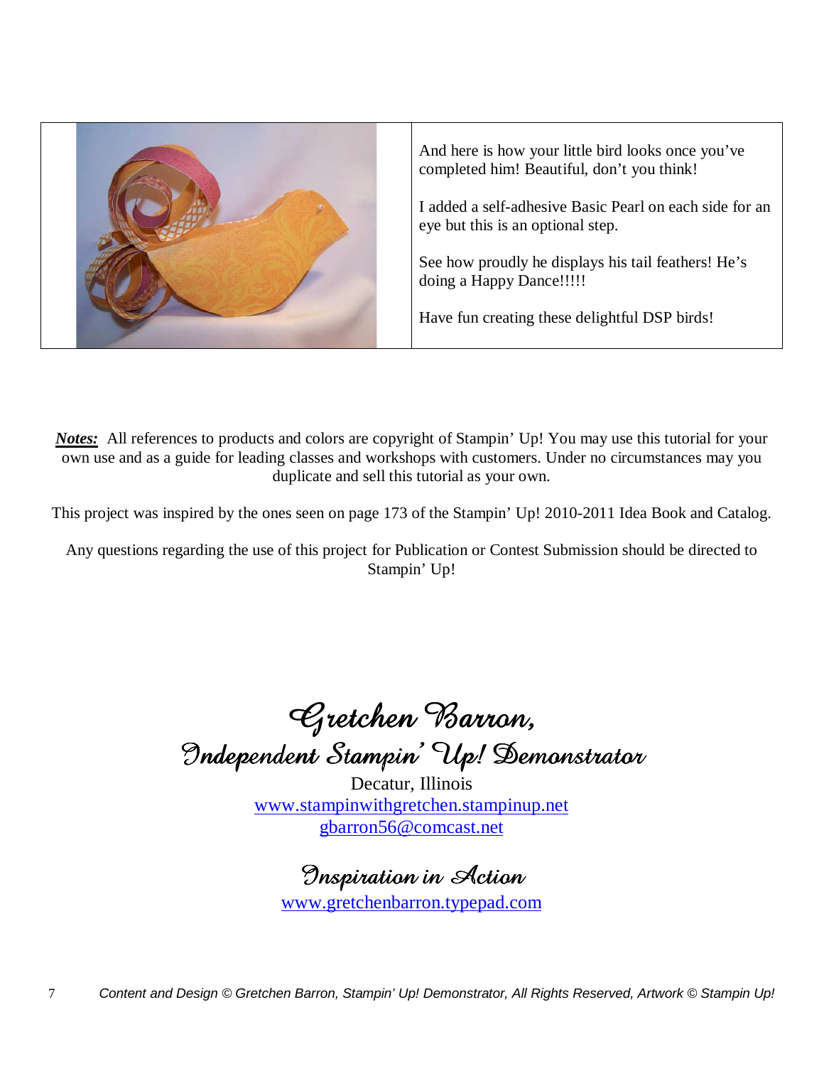And here is how your little bird looks once you've completed him! Beautiful, don't you think!

I added a self-adhesive Basic Pearl on each side for an eye but this is an optional step.

See how proudly he displays his tail feathers! He's doing a Happy Dance!!!!!

Have fun creating these delightful DSP birds!

***Notes:*** All references to products and colors are copyright of Stampin' Up! You may use this tutorial for your own use and as a guide for leading classes and workshops with customers. Under no circumstances may you duplicate and sell this tutorial as your own.

This project was inspired by the ones seen on page 173 of the Stampin' Up! 2010-2011 Idea Book and Catalog.

Any questions regarding the use of this project for Publication or Contest Submission should be directed to Stampin' Up!

Gretchen Barron,
Independent Stampin' Up! Demonstrator
Decatur, Illinois
www.stampinwithgretchen.stampinup.net
gbarron56@comcast.net

Inspiration in Action
www.gretchenbarron.typepad.com

*Content and Design © Gretchen Barron, Stampin' Up! Demonstrator, All Rights Reserved, Artwork © Stampin Up!*